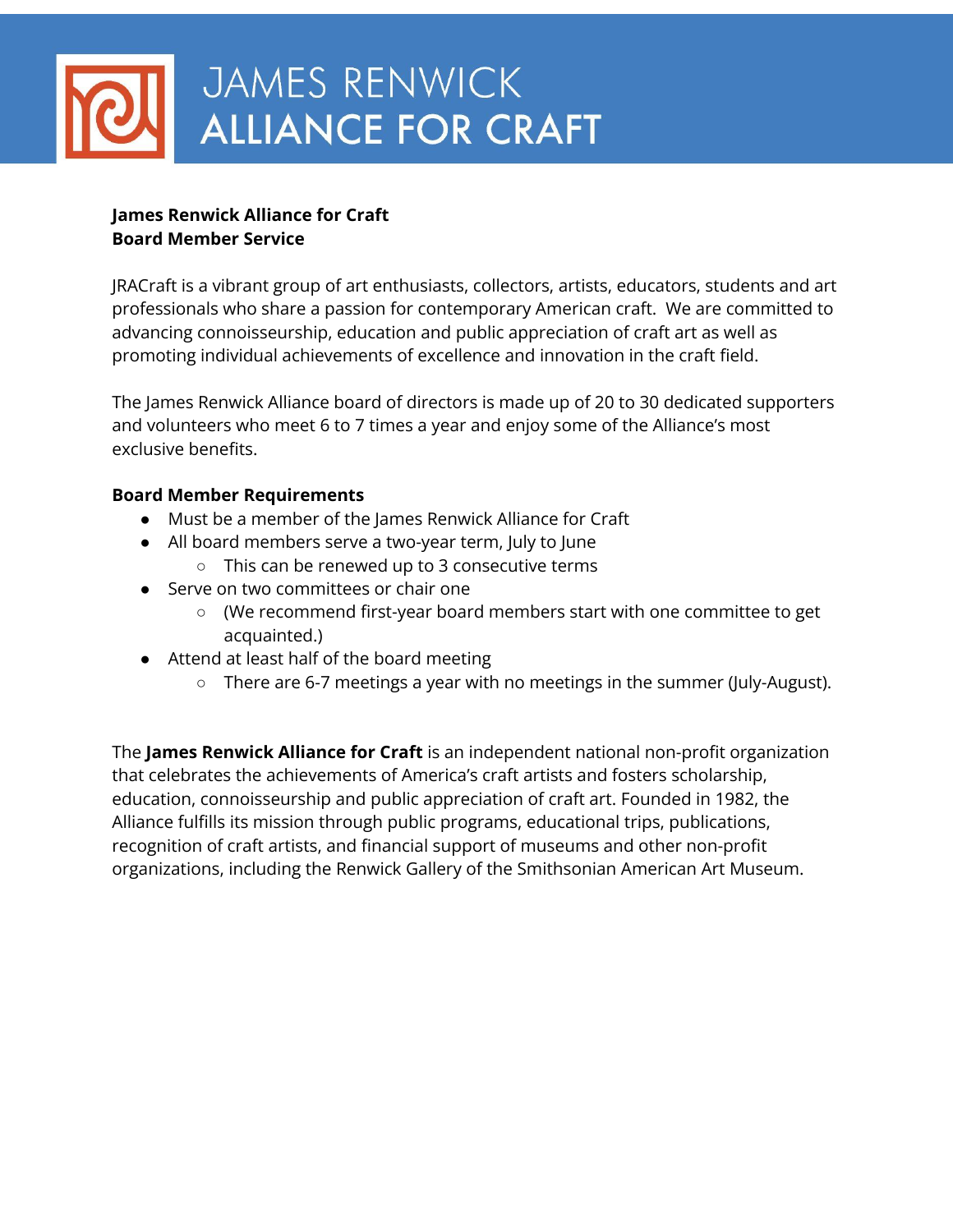# JAMES RENWICK ALLIANCE FOR CRAFT

**James Renwick Alliance for Craft**
**Board Member Service**

JRACraft is a vibrant group of art enthusiasts, collectors, artists, educators, students and art professionals who share a passion for contemporary American craft. We are committed to advancing connoisseurship, education and public appreciation of craft art as well as promoting individual achievements of excellence and innovation in the craft field.

The James Renwick Alliance board of directors is made up of 20 to 30 dedicated supporters and volunteers who meet 6 to 7 times a year and enjoy some of the Alliance's most exclusive benefits.

**Board Member Requirements**

- Must be a member of the James Renwick Alliance for Craft
- All board members serve a two-year term, July to June
    - This can be renewed up to 3 consecutive terms
- Serve on two committees or chair one
    - (We recommend first-year board members start with one committee to get acquainted.)
- Attend at least half of the board meeting
    - There are 6-7 meetings a year with no meetings in the summer (July-August).

The **James Renwick Alliance for Craft** is an independent national non-profit organization that celebrates the achievements of America's craft artists and fosters scholarship, education, connoisseurship and public appreciation of craft art. Founded in 1982, the Alliance fulfills its mission through public programs, educational trips, publications, recognition of craft artists, and financial support of museums and other non-profit organizations, including the Renwick Gallery of the Smithsonian American Art Museum.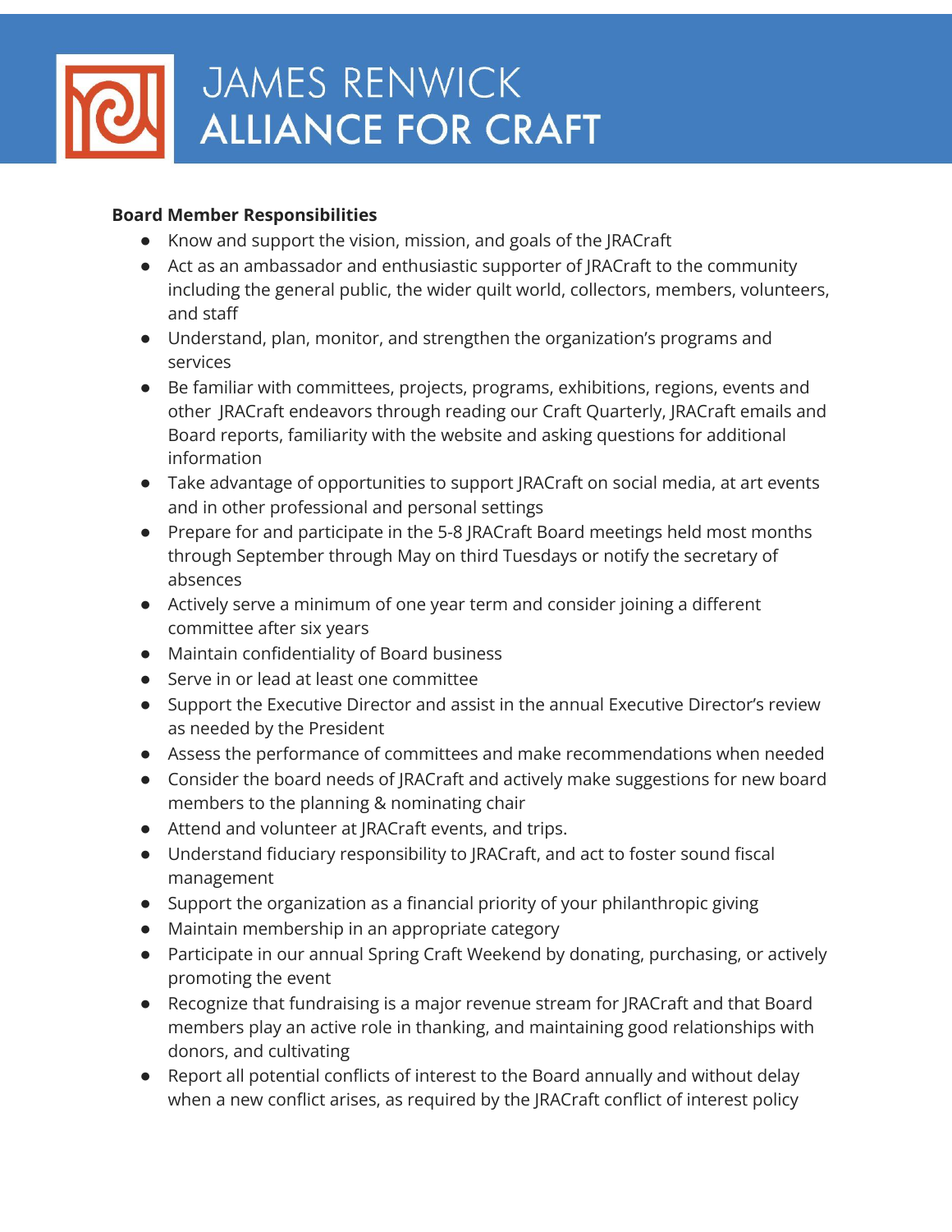**Board Member Responsibilities**

- Know and support the vision, mission, and goals of the JRACraft
- Act as an ambassador and enthusiastic supporter of JRACraft to the community including the general public, the wider quilt world, collectors, members, volunteers, and staff
- Understand, plan, monitor, and strengthen the organization's programs and services
- Be familiar with committees, projects, programs, exhibitions, regions, events and other JRACraft endeavors through reading our Craft Quarterly, JRACraft emails and Board reports, familiarity with the website and asking questions for additional information
- Take advantage of opportunities to support JRACraft on social media, at art events and in other professional and personal settings
- Prepare for and participate in the 5-8 JRACraft Board meetings held most months through September through May on third Tuesdays or notify the secretary of absences
- Actively serve a minimum of one year term and consider joining a different committee after six years
- Maintain confidentiality of Board business
- Serve in or lead at least one committee
- Support the Executive Director and assist in the annual Executive Director's review as needed by the President
- Assess the performance of committees and make recommendations when needed
- Consider the board needs of JRACraft and actively make suggestions for new board members to the planning & nominating chair
- Attend and volunteer at JRACraft events, and trips.
- Understand fiduciary responsibility to JRACraft, and act to foster sound fiscal management
- Support the organization as a financial priority of your philanthropic giving
- Maintain membership in an appropriate category
- Participate in our annual Spring Craft Weekend by donating, purchasing, or actively promoting the event
- Recognize that fundraising is a major revenue stream for JRACraft and that Board members play an active role in thanking, and maintaining good relationships with donors, and cultivating
- Report all potential conflicts of interest to the Board annually and without delay when a new conflict arises, as required by the JRACraft conflict of interest policy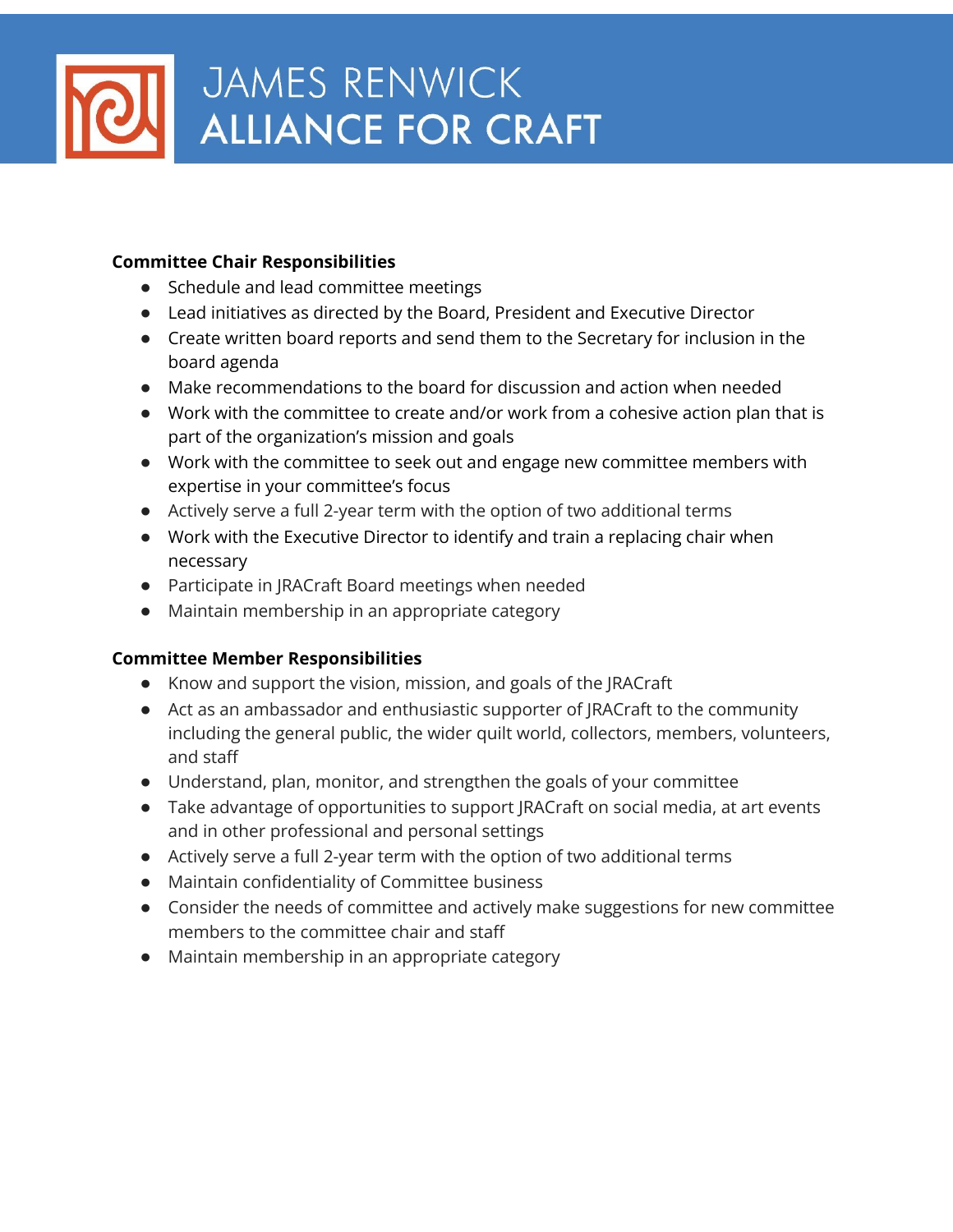# JAMES RENWICK ALLIANCE FOR CRAFT

**Committee Chair Responsibilities**

- Schedule and lead committee meetings
- Lead initiatives as directed by the Board, President and Executive Director
- Create written board reports and send them to the Secretary for inclusion in the board agenda
- Make recommendations to the board for discussion and action when needed
- Work with the committee to create and/or work from a cohesive action plan that is part of the organization's mission and goals
- Work with the committee to seek out and engage new committee members with expertise in your committee's focus
- Actively serve a full 2-year term with the option of two additional terms
- Work with the Executive Director to identify and train a replacing chair when necessary
- Participate in JRACraft Board meetings when needed
- Maintain membership in an appropriate category

**Committee Member Responsibilities**

- Know and support the vision, mission, and goals of the JRACraft
- Act as an ambassador and enthusiastic supporter of JRACraft to the community including the general public, the wider quilt world, collectors, members, volunteers, and staff
- Understand, plan, monitor, and strengthen the goals of your committee
- Take advantage of opportunities to support JRACraft on social media, at art events and in other professional and personal settings
- Actively serve a full 2-year term with the option of two additional terms
- Maintain confidentiality of Committee business
- Consider the needs of committee and actively make suggestions for new committee members to the committee chair and staff
- Maintain membership in an appropriate category